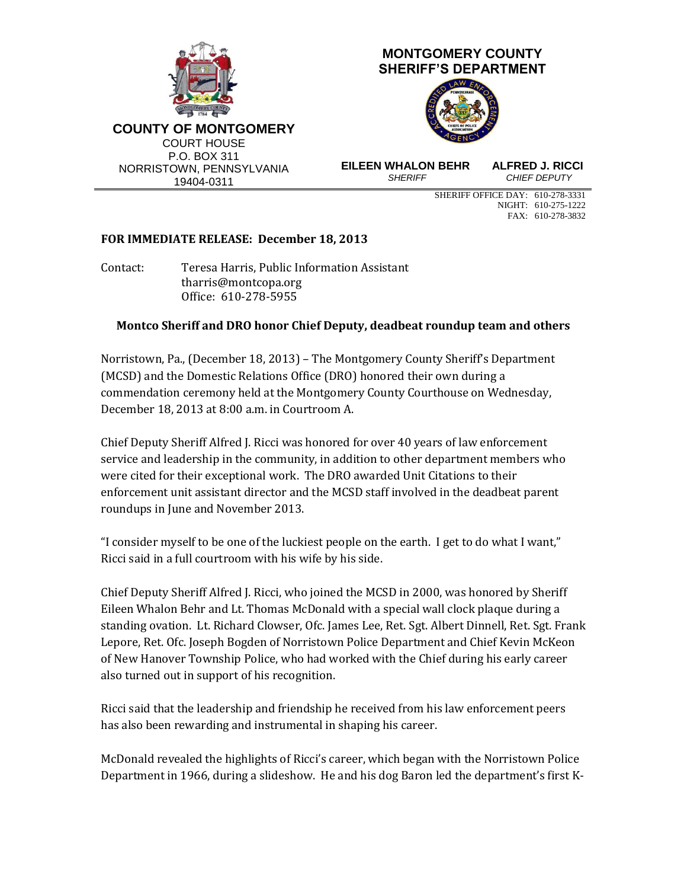**COUNTY OF MONTGOMERY**
COURT HOUSE
P.O. BOX 311
NORRISTOWN, PENNSYLVANIA
19404-0311

**MONTGOMERY COUNTY SHERIFF'S DEPARTMENT**

**EILEEN WHALON BEHR**
*SHERIFF*

**ALFRED J. RICCI**
*CHIEF DEPUTY*

SHERIFF OFFICE DAY: 610-278-3331
NIGHT: 610-275-1222
FAX: 610-278-3832

---

**FOR IMMEDIATE RELEASE: December 18, 2013**

Contact: Teresa Harris, Public Information Assistant
tharris@montcopa.org
Office: 610-278-5955

## Montco Sheriff and DRO honor Chief Deputy, deadbeat roundup team and others

Norristown, Pa., (December 18, 2013) – The Montgomery County Sheriff's Department (MCSD) and the Domestic Relations Office (DRO) honored their own during a commendation ceremony held at the Montgomery County Courthouse on Wednesday, December 18, 2013 at 8:00 a.m. in Courtroom A.

Chief Deputy Sheriff Alfred J. Ricci was honored for over 40 years of law enforcement service and leadership in the community, in addition to other department members who were cited for their exceptional work. The DRO awarded Unit Citations to their enforcement unit assistant director and the MCSD staff involved in the deadbeat parent roundups in June and November 2013.

"I consider myself to be one of the luckiest people on the earth. I get to do what I want," Ricci said in a full courtroom with his wife by his side.

Chief Deputy Sheriff Alfred J. Ricci, who joined the MCSD in 2000, was honored by Sheriff Eileen Whalon Behr and Lt. Thomas McDonald with a special wall clock plaque during a standing ovation. Lt. Richard Clowser, Ofc. James Lee, Ret. Sgt. Albert Dinnell, Ret. Sgt. Frank Lepore, Ret. Ofc. Joseph Bogden of Norristown Police Department and Chief Kevin McKeon of New Hanover Township Police, who had worked with the Chief during his early career also turned out in support of his recognition.

Ricci said that the leadership and friendship he received from his law enforcement peers has also been rewarding and instrumental in shaping his career.

McDonald revealed the highlights of Ricci's career, which began with the Norristown Police Department in 1966, during a slideshow. He and his dog Baron led the department's first K-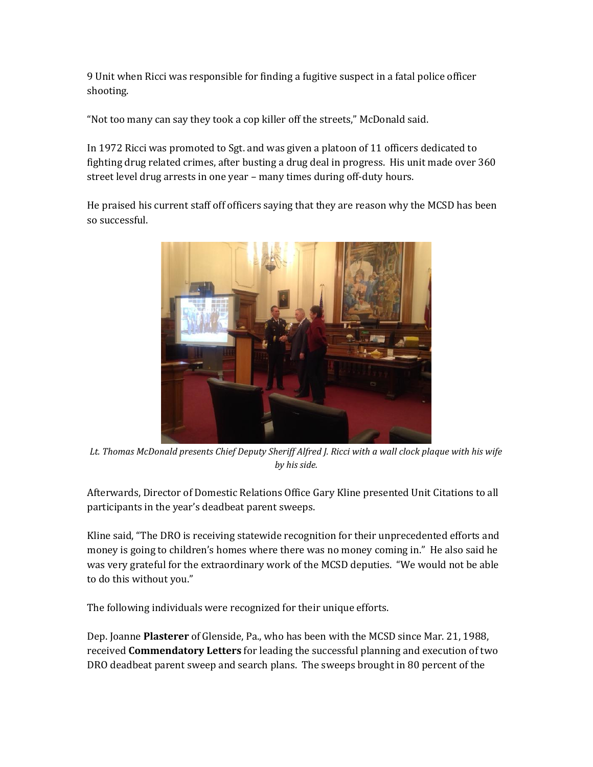9 Unit when Ricci was responsible for finding a fugitive suspect in a fatal police officer shooting.

"Not too many can say they took a cop killer off the streets," McDonald said.

In 1972 Ricci was promoted to Sgt. and was given a platoon of 11 officers dedicated to fighting drug related crimes, after busting a drug deal in progress. His unit made over 360 street level drug arrests in one year – many times during off-duty hours.

He praised his current staff off officers saying that they are reason why the MCSD has been so successful.

*Lt. Thomas McDonald presents Chief Deputy Sheriff Alfred J. Ricci with a wall clock plaque with his wife by his side.*

Afterwards, Director of Domestic Relations Office Gary Kline presented Unit Citations to all participants in the year's deadbeat parent sweeps.

Kline said, "The DRO is receiving statewide recognition for their unprecedented efforts and money is going to children's homes where there was no money coming in." He also said he was very grateful for the extraordinary work of the MCSD deputies. "We would not be able to do this without you."

The following individuals were recognized for their unique efforts.

Dep. Joanne **Plasterer** of Glenside, Pa., who has been with the MCSD since Mar. 21, 1988, received **Commendatory Letters** for leading the successful planning and execution of two DRO deadbeat parent sweep and search plans. The sweeps brought in 80 percent of the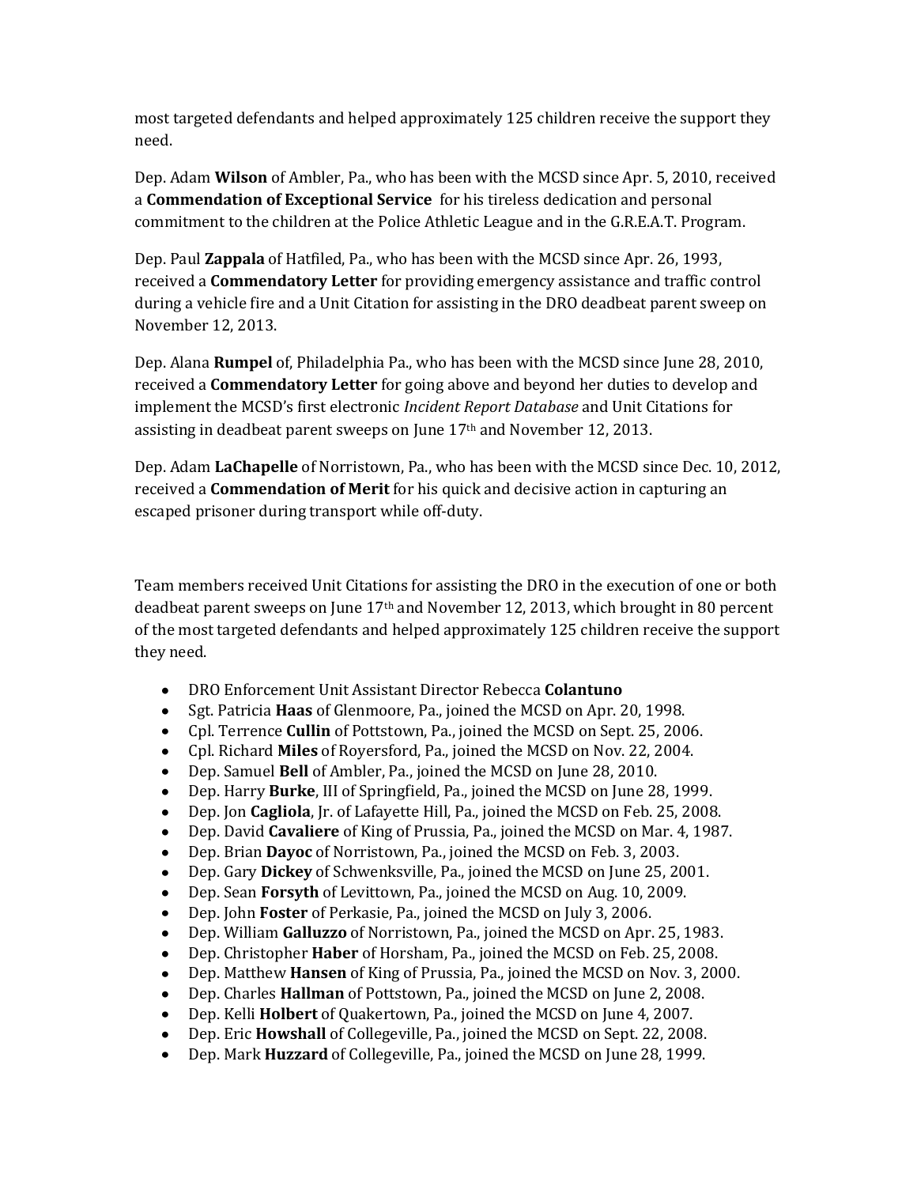most targeted defendants and helped approximately 125 children receive the support they need.

Dep. Adam **Wilson** of Ambler, Pa., who has been with the MCSD since Apr. 5, 2010, received a **Commendation of Exceptional Service** for his tireless dedication and personal commitment to the children at the Police Athletic League and in the G.R.E.A.T. Program.

Dep. Paul **Zappala** of Hatfiled, Pa., who has been with the MCSD since Apr. 26, 1993, received a **Commendatory Letter** for providing emergency assistance and traffic control during a vehicle fire and a Unit Citation for assisting in the DRO deadbeat parent sweep on November 12, 2013.

Dep. Alana **Rumpel** of, Philadelphia Pa., who has been with the MCSD since June 28, 2010, received a **Commendatory Letter** for going above and beyond her duties to develop and implement the MCSD's first electronic *Incident Report Database* and Unit Citations for assisting in deadbeat parent sweeps on June 17th and November 12, 2013.

Dep. Adam **LaChapelle** of Norristown, Pa., who has been with the MCSD since Dec. 10, 2012, received a **Commendation of Merit** for his quick and decisive action in capturing an escaped prisoner during transport while off-duty.

Team members received Unit Citations for assisting the DRO in the execution of one or both deadbeat parent sweeps on June 17th and November 12, 2013, which brought in 80 percent of the most targeted defendants and helped approximately 125 children receive the support they need.

- DRO Enforcement Unit Assistant Director Rebecca **Colantuno**
- Sgt. Patricia **Haas** of Glenmoore, Pa., joined the MCSD on Apr. 20, 1998.
- Cpl. Terrence **Cullin** of Pottstown, Pa., joined the MCSD on Sept. 25, 2006.
- Cpl. Richard **Miles** of Royersford, Pa., joined the MCSD on Nov. 22, 2004.
- Dep. Samuel **Bell** of Ambler, Pa., joined the MCSD on June 28, 2010.
- Dep. Harry **Burke**, III of Springfield, Pa., joined the MCSD on June 28, 1999.
- Dep. Jon **Cagliola**, Jr. of Lafayette Hill, Pa., joined the MCSD on Feb. 25, 2008.
- Dep. David **Cavaliere** of King of Prussia, Pa., joined the MCSD on Mar. 4, 1987.
- Dep. Brian **Dayoc** of Norristown, Pa., joined the MCSD on Feb. 3, 2003.
- Dep. Gary **Dickey** of Schwenksville, Pa., joined the MCSD on June 25, 2001.
- Dep. Sean **Forsyth** of Levittown, Pa., joined the MCSD on Aug. 10, 2009.
- Dep. John **Foster** of Perkasie, Pa., joined the MCSD on July 3, 2006.
- Dep. William **Galluzzo** of Norristown, Pa., joined the MCSD on Apr. 25, 1983.
- Dep. Christopher **Haber** of Horsham, Pa., joined the MCSD on Feb. 25, 2008.
- Dep. Matthew **Hansen** of King of Prussia, Pa., joined the MCSD on Nov. 3, 2000.
- Dep. Charles **Hallman** of Pottstown, Pa., joined the MCSD on June 2, 2008.
- Dep. Kelli **Holbert** of Quakertown, Pa., joined the MCSD on June 4, 2007.
- Dep. Eric **Howshall** of Collegeville, Pa., joined the MCSD on Sept. 22, 2008.
- Dep. Mark **Huzzard** of Collegeville, Pa., joined the MCSD on June 28, 1999.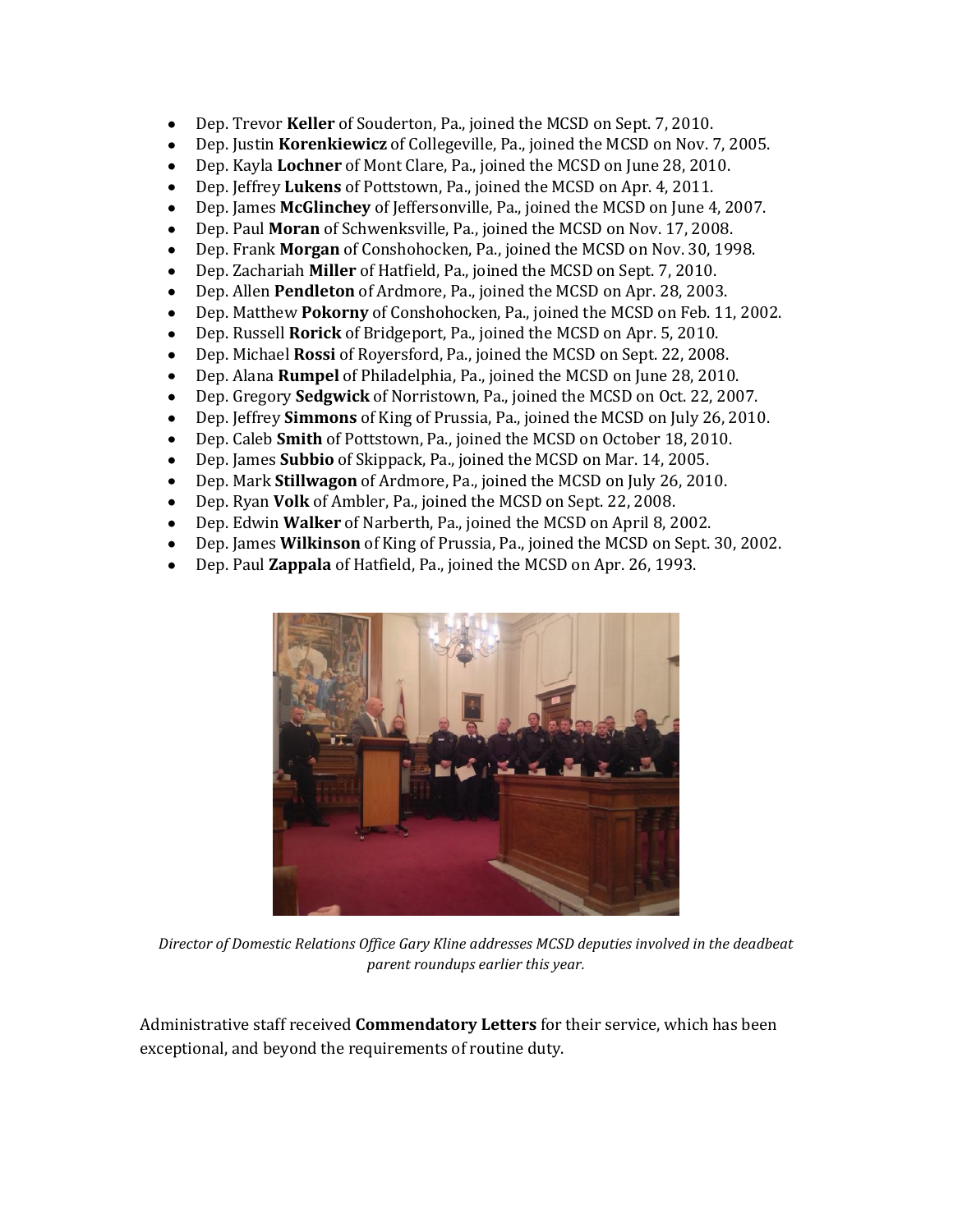- Dep. Trevor **Keller** of Souderton, Pa., joined the MCSD on Sept. 7, 2010.
- Dep. Justin **Korenkiewicz** of Collegeville, Pa., joined the MCSD on Nov. 7, 2005.
- Dep. Kayla **Lochner** of Mont Clare, Pa., joined the MCSD on June 28, 2010.
- Dep. Jeffrey **Lukens** of Pottstown, Pa., joined the MCSD on Apr. 4, 2011.
- Dep. James **McGlinchey** of Jeffersonville, Pa., joined the MCSD on June 4, 2007.
- Dep. Paul **Moran** of Schwenksville, Pa., joined the MCSD on Nov. 17, 2008.
- Dep. Frank **Morgan** of Conshohocken, Pa., joined the MCSD on Nov. 30, 1998.
- Dep. Zachariah **Miller** of Hatfield, Pa., joined the MCSD on Sept. 7, 2010.
- Dep. Allen **Pendleton** of Ardmore, Pa., joined the MCSD on Apr. 28, 2003.
- Dep. Matthew **Pokorny** of Conshohocken, Pa., joined the MCSD on Feb. 11, 2002.
- Dep. Russell **Rorick** of Bridgeport, Pa., joined the MCSD on Apr. 5, 2010.
- Dep. Michael **Rossi** of Royersford, Pa., joined the MCSD on Sept. 22, 2008.
- Dep. Alana **Rumpel** of Philadelphia, Pa., joined the MCSD on June 28, 2010.
- Dep. Gregory **Sedgwick** of Norristown, Pa., joined the MCSD on Oct. 22, 2007.
- Dep. Jeffrey **Simmons** of King of Prussia, Pa., joined the MCSD on July 26, 2010.
- Dep. Caleb **Smith** of Pottstown, Pa., joined the MCSD on October 18, 2010.
- Dep. James **Subbio** of Skippack, Pa., joined the MCSD on Mar. 14, 2005.
- Dep. Mark **Stillwagon** of Ardmore, Pa., joined the MCSD on July 26, 2010.
- Dep. Ryan **Volk** of Ambler, Pa., joined the MCSD on Sept. 22, 2008.
- Dep. Edwin **Walker** of Narberth, Pa., joined the MCSD on April 8, 2002.
- Dep. James **Wilkinson** of King of Prussia, Pa., joined the MCSD on Sept. 30, 2002.
- Dep. Paul **Zappala** of Hatfield, Pa., joined the MCSD on Apr. 26, 1993.

*Director of Domestic Relations Office Gary Kline addresses MCSD deputies involved in the deadbeat parent roundups earlier this year.*

Administrative staff received **Commendatory Letters** for their service, which has been exceptional, and beyond the requirements of routine duty.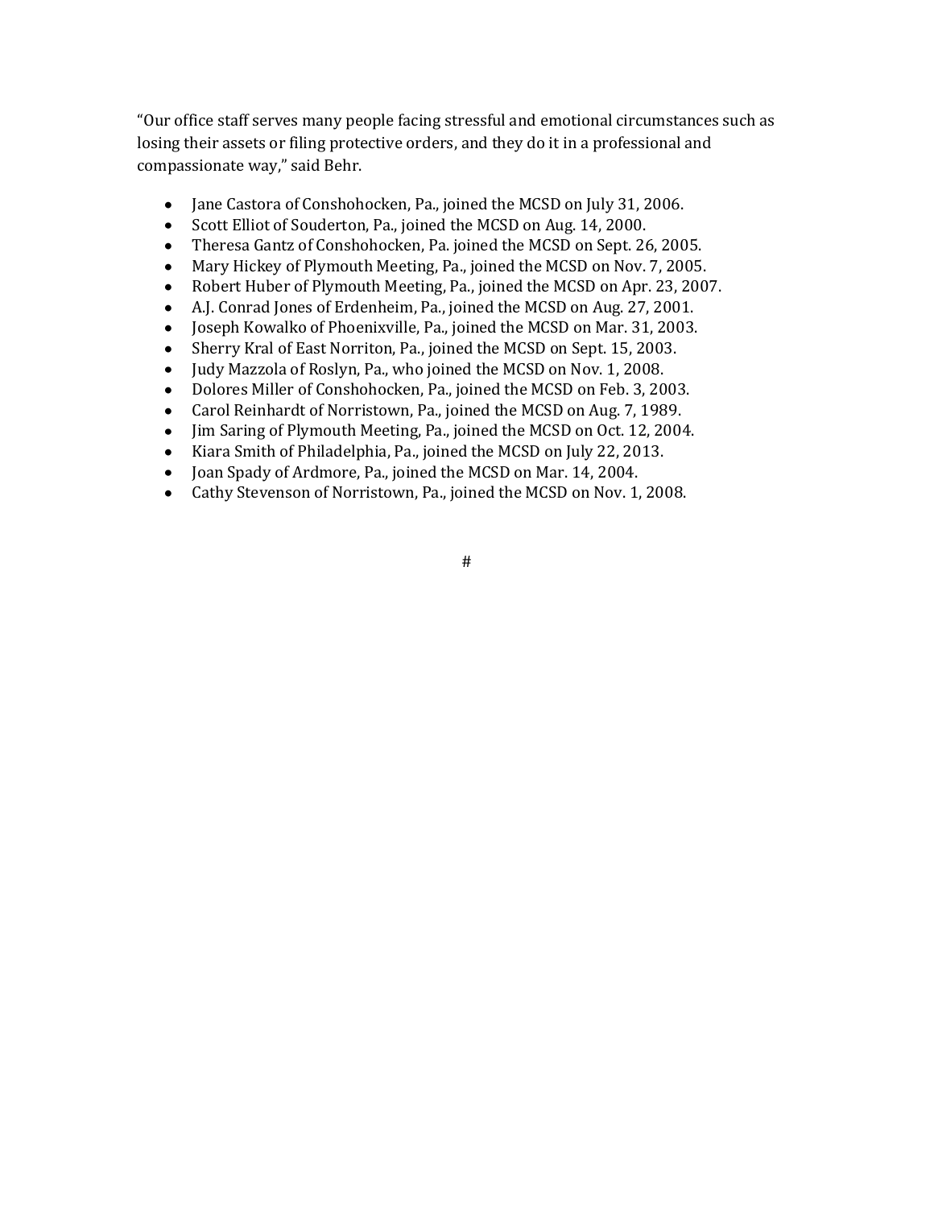"Our office staff serves many people facing stressful and emotional circumstances such as losing their assets or filing protective orders, and they do it in a professional and compassionate way," said Behr.

- Jane Castora of Conshohocken, Pa., joined the MCSD on July 31, 2006.
- Scott Elliot of Souderton, Pa., joined the MCSD on Aug. 14, 2000.
- Theresa Gantz of Conshohocken, Pa. joined the MCSD on Sept. 26, 2005.
- Mary Hickey of Plymouth Meeting, Pa., joined the MCSD on Nov. 7, 2005.
- Robert Huber of Plymouth Meeting, Pa., joined the MCSD on Apr. 23, 2007.
- A.J. Conrad Jones of Erdenheim, Pa., joined the MCSD on Aug. 27, 2001.
- Joseph Kowalko of Phoenixville, Pa., joined the MCSD on Mar. 31, 2003.
- Sherry Kral of East Norriton, Pa., joined the MCSD on Sept. 15, 2003.
- Judy Mazzola of Roslyn, Pa., who joined the MCSD on Nov. 1, 2008.
- Dolores Miller of Conshohocken, Pa., joined the MCSD on Feb. 3, 2003.
- Carol Reinhardt of Norristown, Pa., joined the MCSD on Aug. 7, 1989.
- Jim Saring of Plymouth Meeting, Pa., joined the MCSD on Oct. 12, 2004.
- Kiara Smith of Philadelphia, Pa., joined the MCSD on July 22, 2013.
- Joan Spady of Ardmore, Pa., joined the MCSD on Mar. 14, 2004.
- Cathy Stevenson of Norristown, Pa., joined the MCSD on Nov. 1, 2008.

#